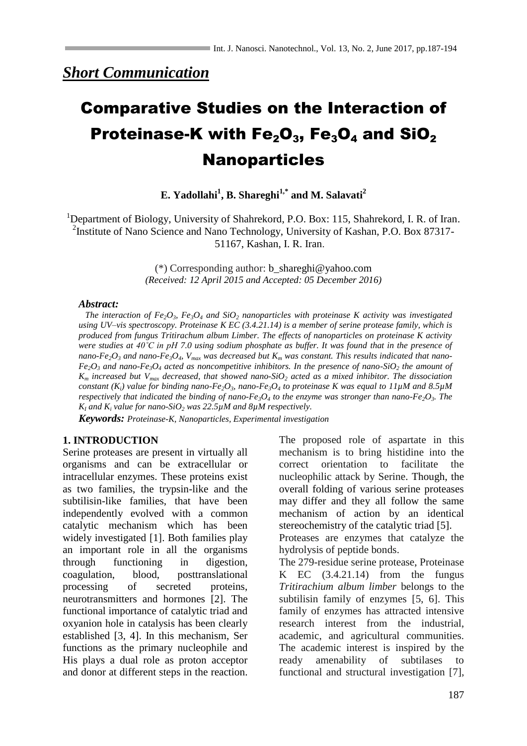## *Short Communication*

# Comparative Studies on the Interaction of Proteinase-K with $Fe_2O_3$, $Fe_3O_4$ and $SiO_2$ Nanoparticles

**E. Yadollahi[1], B. Shareghi[1,*] and M. Salavati[2]**

[1]Department of Biology, University of Shahrekord, P.O. Box: 115, Shahrekord, I. R. of Iran.
[2]Institute of Nano Science and Nano Technology, University of Kashan, P.O. Box 87317-51167, Kashan, I. R. Iran.

(*) Corresponding author: b_shareghi@yahoo.com
*(Received: 12 April 2015 and Accepted: 05 December 2016)*

***Abstract:***

*The interaction of $Fe_2O_3$, $Fe_3O_4$ and $SiO_2$ nanoparticles with proteinase K activity was investigated using UV–vis spectroscopy. Proteinase K EC (3.4.21.14) is a member of serine protease family, which is produced from fungus Tritirachum album Limber. The effects of nanoparticles on proteinase K activity were studies at 40˚C in pH 7.0 using sodium phosphate as buffer. It was found that in the presence of nano-$Fe_2O_3$ and nano-$Fe_3O_4$, $V_{max}$ was decreased but $K_m$ was constant. This results indicated that nano-$Fe_2O_3$ and nano-$Fe_3O_4$ acted as noncompetitive inhibitors. In the presence of nano-$SiO_2$ the amount of $K_m$ increased but $V_{max}$ decreased, that showed nano-$SiO_2$ acted as a mixed inhibitor. The dissociation constant ($K_i$) value for binding nano-$Fe_2O_3$, nano-$Fe_3O_4$ to proteinase K was equal to 11μM and 8.5μM respectively that indicated the binding of nano-$Fe_3O_4$ to the enzyme was stronger than nano-$Fe_2O_3$. The $K_I$ and $K_i$ value for nano-$SiO_2$ was 22.5μM and 8μM respectively.*

***Keywords:*** *Proteinase-K, Nanoparticles, Experimental investigation*

**1. INTRODUCTION**

Serine proteases are present in virtually all organisms and can be extracellular or intracellular enzymes. These proteins exist as two families, the trypsin-like and the subtilisin-like families, that have been independently evolved with a common catalytic mechanism which has been widely investigated [1]. Both families play an important role in all the organisms through functioning in digestion, coagulation, blood, posttranslational processing of secreted proteins, neurotransmitters and hormones [2]. The functional importance of catalytic triad and oxyanion hole in catalysis has been clearly established [3, 4]. In this mechanism, Ser functions as the primary nucleophile and His plays a dual role as proton acceptor and donor at different steps in the reaction. The proposed role of aspartate in this mechanism is to bring histidine into the correct orientation to facilitate the nucleophilic attack by Serine. Though, the overall folding of various serine proteases may differ and they all follow the same mechanism of action by an identical stereochemistry of the catalytic triad [5].

Proteases are enzymes that catalyze the hydrolysis of peptide bonds.

The 279-residue serine protease, Proteinase K EC (3.4.21.14) from the fungus *Tritirachium album limber* belongs to the subtilisin family of enzymes [5, 6]. This family of enzymes has attracted intensive research interest from the industrial, academic, and agricultural communities. The academic interest is inspired by the ready amenability of subtilases to functional and structural investigation [7],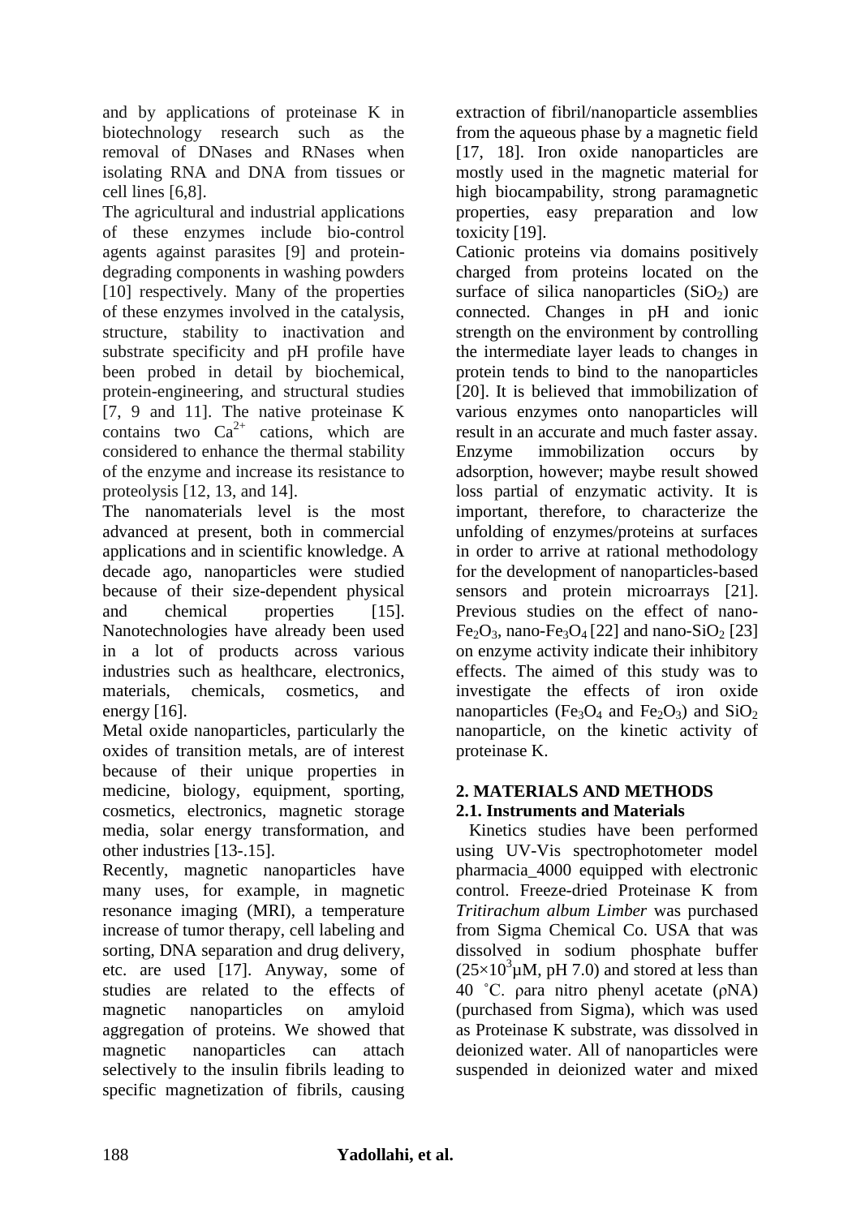and by applications of proteinase K in biotechnology research such as the removal of DNases and RNases when isolating RNA and DNA from tissues or cell lines [6,8].

The agricultural and industrial applications of these enzymes include bio-control agents against parasites [9] and protein-degrading components in washing powders [10] respectively. Many of the properties of these enzymes involved in the catalysis, structure, stability to inactivation and substrate specificity and pH profile have been probed in detail by biochemical, protein-engineering, and structural studies [7, 9 and 11]. The native proteinase K contains two $Ca^{2+}$ cations, which are considered to enhance the thermal stability of the enzyme and increase its resistance to proteolysis [12, 13, and 14].

The nanomaterials level is the most advanced at present, both in commercial applications and in scientific knowledge. A decade ago, nanoparticles were studied because of their size-dependent physical and chemical properties [15]. Nanotechnologies have already been used in a lot of products across various industries such as healthcare, electronics, materials, chemicals, cosmetics, and energy [16].

Metal oxide nanoparticles, particularly the oxides of transition metals, are of interest because of their unique properties in medicine, biology, equipment, sporting, cosmetics, electronics, magnetic storage media, solar energy transformation, and other industries [13-.15].

Recently, magnetic nanoparticles have many uses, for example, in magnetic resonance imaging (MRI), a temperature increase of tumor therapy, cell labeling and sorting, DNA separation and drug delivery, etc. are used [17]. Anyway, some of studies are related to the effects of magnetic nanoparticles on amyloid aggregation of proteins. We showed that magnetic nanoparticles can attach selectively to the insulin fibrils leading to specific magnetization of fibrils, causing extraction of fibril/nanoparticle assemblies from the aqueous phase by a magnetic field [17, 18]. Iron oxide nanoparticles are mostly used in the magnetic material for high biocampability, strong paramagnetic properties, easy preparation and low toxicity [19].

Cationic proteins via domains positively charged from proteins located on the surface of silica nanoparticles ($SiO_2$) are connected. Changes in pH and ionic strength on the environment by controlling the intermediate layer leads to changes in protein tends to bind to the nanoparticles [20]. It is believed that immobilization of various enzymes onto nanoparticles will result in an accurate and much faster assay. Enzyme immobilization occurs by adsorption, however; maybe result showed loss partial of enzymatic activity. It is important, therefore, to characterize the unfolding of enzymes/proteins at surfaces in order to arrive at rational methodology for the development of nanoparticles-based sensors and protein microarrays [21]. Previous studies on the effect of nano-$Fe_2O_3$, nano-$Fe_3O_4$ [22] and nano-$SiO_2$ [23] on enzyme activity indicate their inhibitory effects. The aimed of this study was to investigate the effects of iron oxide nanoparticles ($Fe_3O_4$ and $Fe_2O_3$) and $SiO_2$ nanoparticle, on the kinetic activity of proteinase K.

## 2. MATERIALS AND METHODS

### 2.1. Instruments and Materials

Kinetics studies have been performed using UV-Vis spectrophotometer model pharmacia_4000 equipped with electronic control. Freeze-dried Proteinase K from *Tritirachum album Limber* was purchased from Sigma Chemical Co. USA that was dissolved in sodium phosphate buffer ($25\times10^3$μM, pH 7.0) and stored at less than 40 ˚C. ρara nitro phenyl acetate (ρNA) (purchased from Sigma), which was used as Proteinase K substrate, was dissolved in deionized water. All of nanoparticles were suspended in deionized water and mixed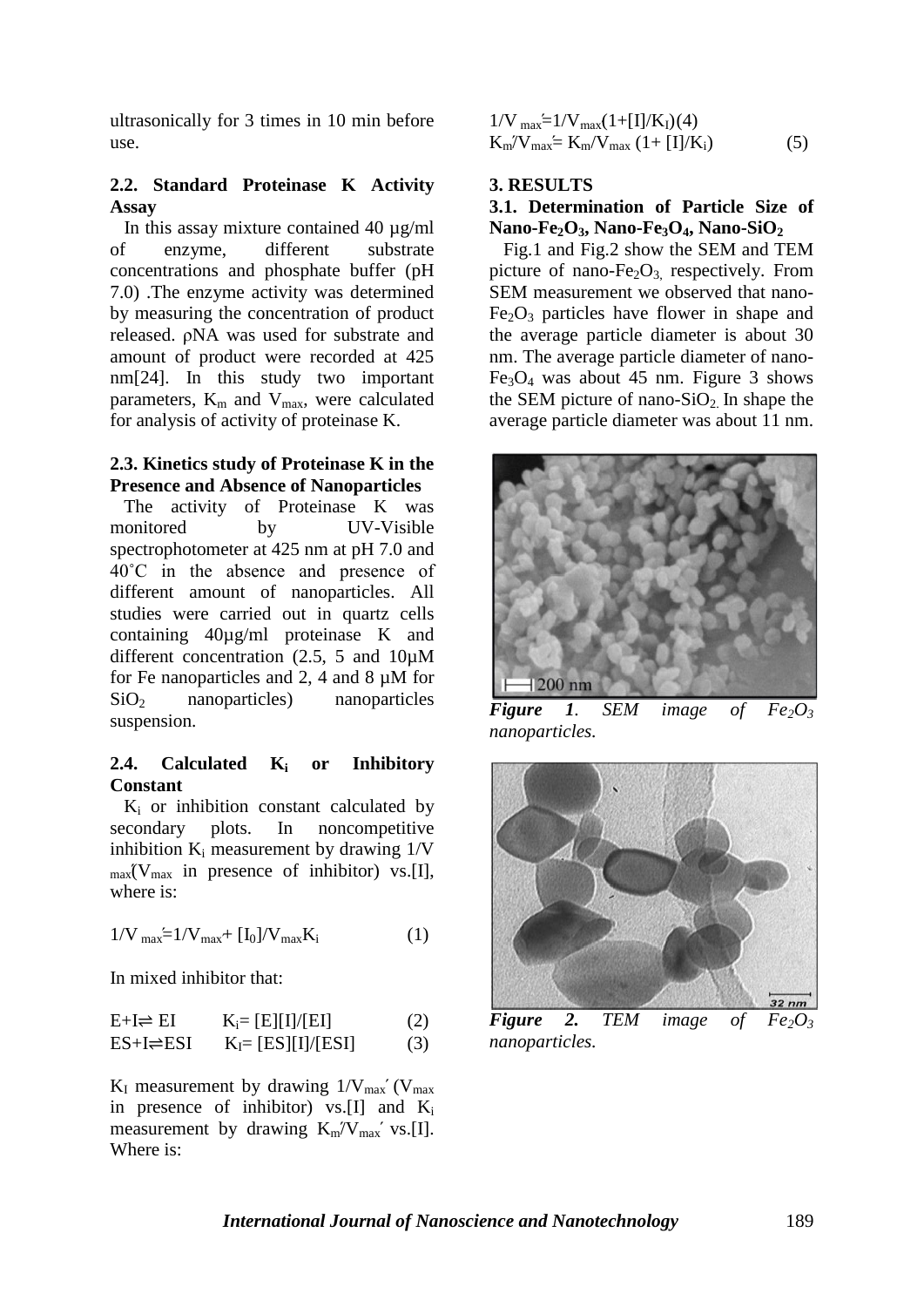ultrasonically for 3 times in 10 min before use.

### 2.2. Standard Proteinase K Activity Assay

In this assay mixture contained 40 µg/ml of enzyme, different substrate concentrations and phosphate buffer (pH 7.0) .The enzyme activity was determined by measuring the concentration of product released. ρNA was used for substrate and amount of product were recorded at 425 nm[24]. In this study two important parameters, $K_m$ and $V_{max}$, were calculated for analysis of activity of proteinase K.

### 2.3. Kinetics study of Proteinase K in the Presence and Absence of Nanoparticles

The activity of Proteinase K was monitored by UV-Visible spectrophotometer at 425 nm at pH 7.0 and 40˚C in the absence and presence of different amount of nanoparticles. All studies were carried out in quartz cells containing 40µg/ml proteinase K and different concentration (2.5, 5 and 10µM for Fe nanoparticles and 2, 4 and 8 µM for $SiO_2$ nanoparticles) nanoparticles suspension.

### 2.4. Calculated $K_i$ or Inhibitory Constant

$K_i$ or inhibition constant calculated by secondary plots. In noncompetitive inhibition $K_i$ measurement by drawing $1/V_{max}'$($V_{max}$ in presence of inhibitor) vs.[I], where is:

$$1/V_{max}' = 1/V_{max} + [I_0]/V_{max}K_i \qquad (1)$$

In mixed inhibitor that:

$$E+I \rightleftharpoons EI \qquad K_i = [E][I]/[EI] \qquad (2)$$

$$ES+I \rightleftharpoons ESI \qquad K_I = [ES][I]/[ESI] \qquad (3)$$

$K_I$ measurement by drawing $1/V_{max}'$ ($V_{max}$ in presence of inhibitor) vs.[I] and $K_i$ measurement by drawing $K_m'/V_{max}'$ vs.[I]. Where is:

$$1/V_{max}' = 1/V_{max}(1+[I]/K_I) \qquad (4)$$

$$K_m'/V_{max}' = K_m/V_{max}(1+[I]/K_i) \qquad (5)$$

## 3. RESULTS

### 3.1. Determination of Particle Size of Nano-$Fe_2O_3$, Nano-$Fe_3O_4$, Nano-$SiO_2$

Fig.1 and Fig.2 show the SEM and TEM picture of nano-$Fe_2O_3$, respectively. From SEM measurement we observed that nano-$Fe_2O_3$ particles have flower in shape and the average particle diameter is about 30 nm. The average particle diameter of nano-$Fe_3O_4$ was about 45 nm. Figure 3 shows the SEM picture of nano-$SiO_2$. In shape the average particle diameter was about 11 nm.

***Figure 1**. SEM image of $Fe_2O_3$ nanoparticles.*

***Figure 2.** TEM image of $Fe_2O_3$ nanoparticles.*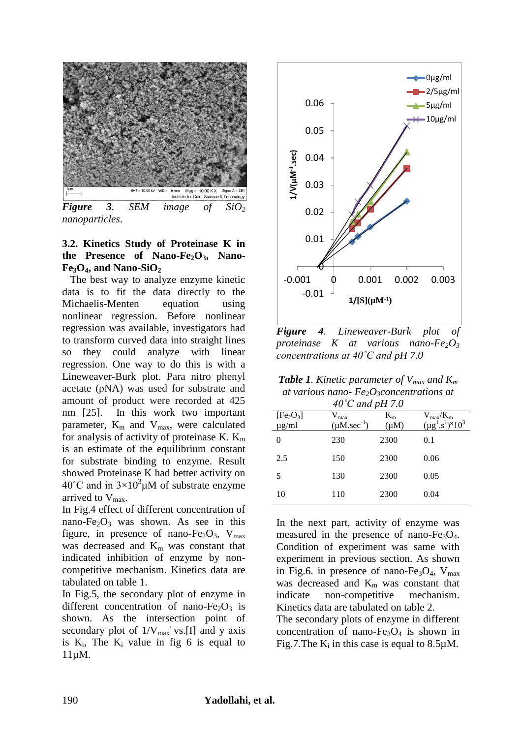*Figure 3. SEM image of $SiO_2$ nanoparticles.*

### 3.2. Kinetics Study of Proteinase K in the Presence of Nano-$Fe_2O_3$, Nano-$Fe_3O_4$, and Nano-$SiO_2$

The best way to analyze enzyme kinetic data is to fit the data directly to the Michaelis-Menten equation using nonlinear regression. Before nonlinear regression was available, investigators had to transform curved data into straight lines so they could analyze with linear regression. One way to do this is with a Lineweaver-Burk plot. Para nitro phenyl acetate (ρNA) was used for substrate and amount of product were recorded at 425 nm [25]. In this work two important parameter, $K_m$ and $V_{max}$, were calculated for analysis of activity of proteinase K. $K_m$ is an estimate of the equilibrium constant for substrate binding to enzyme. Result showed Proteinase K had better activity on 40˚C and in $3\times10^3$µM of substrate enzyme arrived to $V_{max}$.

In Fig.4 effect of different concentration of nano-$Fe_2O_3$ was shown. As see in this figure, in presence of nano-$Fe_2O_3$, $V_{max}$ was decreased and $K_m$ was constant that indicated inhibition of enzyme by non-competitive mechanism. Kinetics data are tabulated on table 1.

In Fig.5, the secondary plot of enzyme in different concentration of nano-$Fe_2O_3$ is shown. As the intersection point of secondary plot of $1/V_{max}'$ vs.[I] and y axis is $K_i$, The $K_i$ value in fig 6 is equal to 11µM.

*Figure 4. Lineweaver-Burk plot of proteinase K at various nano-$Fe_2O_3$ concentrations at 40˚C and pH 7.0*

*Table 1. Kinetic parameter of $V_{max}$ and $K_m$ at various nano- $Fe_2O_3$concentrations at 40˚C and pH 7.0*

| [$Fe_2O_3$] µg/ml | $V_{max}$ (µM.sec$^{-1}$) | $K_m$ (µM) | $V_{max}/K_m$ (µg$^{1}$.s$^{1}$)*$10^3$ |
|---|---|---|---|
| 0 | 230 | 2300 | 0.1 |
| 2.5 | 150 | 2300 | 0.06 |
| 5 | 130 | 2300 | 0.05 |
| 10 | 110 | 2300 | 0.04 |

In the next part, activity of enzyme was measured in the presence of nano-$Fe_3O_4$. Condition of experiment was same with experiment in previous section. As shown in Fig.6. in presence of nano-$Fe_3O_4$, $V_{max}$ was decreased and $K_m$ was constant that indicate non-competitive mechanism. Kinetics data are tabulated on table 2.

The secondary plots of enzyme in different concentration of nano-$Fe_3O_4$ is shown in Fig.7.The $K_i$ in this case is equal to 8.5µM.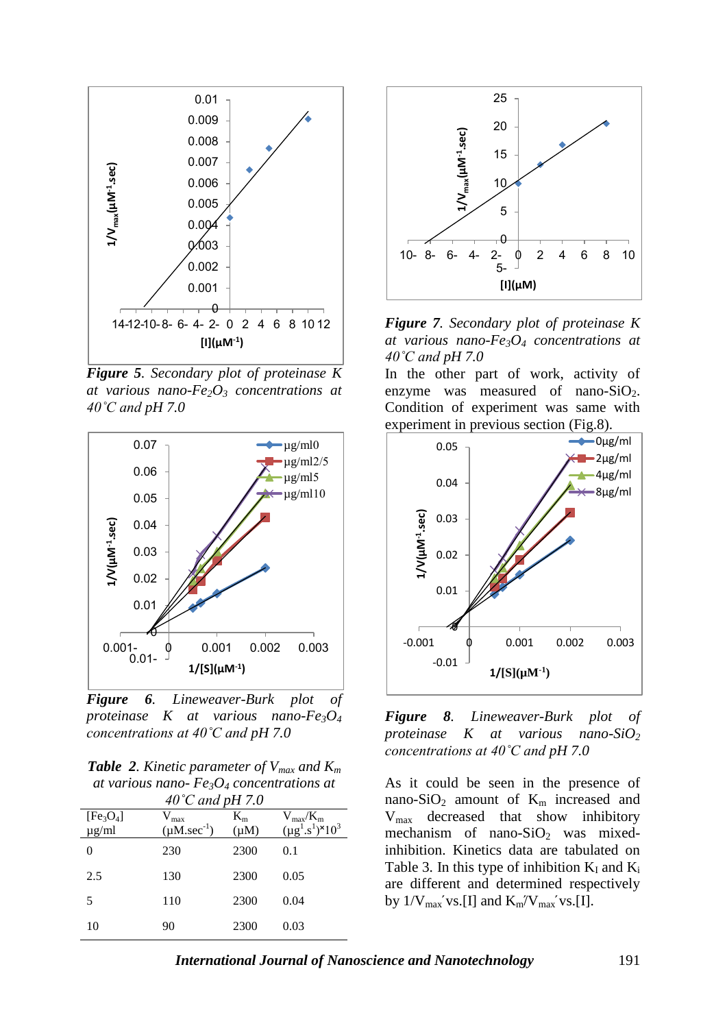***Figure 5**. Secondary plot of proteinase K at various nano-$Fe_2O_3$ concentrations at 40˚C and pH 7.0*

***Figure 6**. Lineweaver-Burk plot of proteinase K at various nano-$Fe_3O_4$ concentrations at 40˚C and pH 7.0*

***Table 2**. Kinetic parameter of $V_{max}$ and $K_m$ at various nano- $Fe_3O_4$ concentrations at 40˚C and pH 7.0*

| $[Fe_3O_4]$ μg/ml | $V_{max}$ (μM.sec$^{-1}$) | $K_m$ (μM) | $V_{max}/K_m$ (μg$^{1}$.s$^{1}$)×$10^3$ |
|---|---|---|---|
| 0 | 230 | 2300 | 0.1 |
| 2.5 | 130 | 2300 | 0.05 |
| 5 | 110 | 2300 | 0.04 |
| 10 | 90 | 2300 | 0.03 |

***Figure 7**. Secondary plot of proteinase K at various nano-$Fe_3O_4$ concentrations at 40˚C and pH 7.0*

In the other part of work, activity of enzyme was measured of nano-$SiO_2$. Condition of experiment was same with experiment in previous section (Fig.8).

***Figure 8**. Lineweaver-Burk plot of proteinase K at various nano-$SiO_2$ concentrations at 40˚C and pH 7.0*

As it could be seen in the presence of nano-$SiO_2$ amount of $K_m$ increased and $V_{max}$ decreased that show inhibitory mechanism of nano-$SiO_2$ was mixed-inhibition. Kinetics data are tabulated on Table 3. In this type of inhibition $K_I$ and $K_i$ are different and determined respectively by $1/V_{max}'$ vs.[I] and $K_m/V_{max}'$ vs.[I].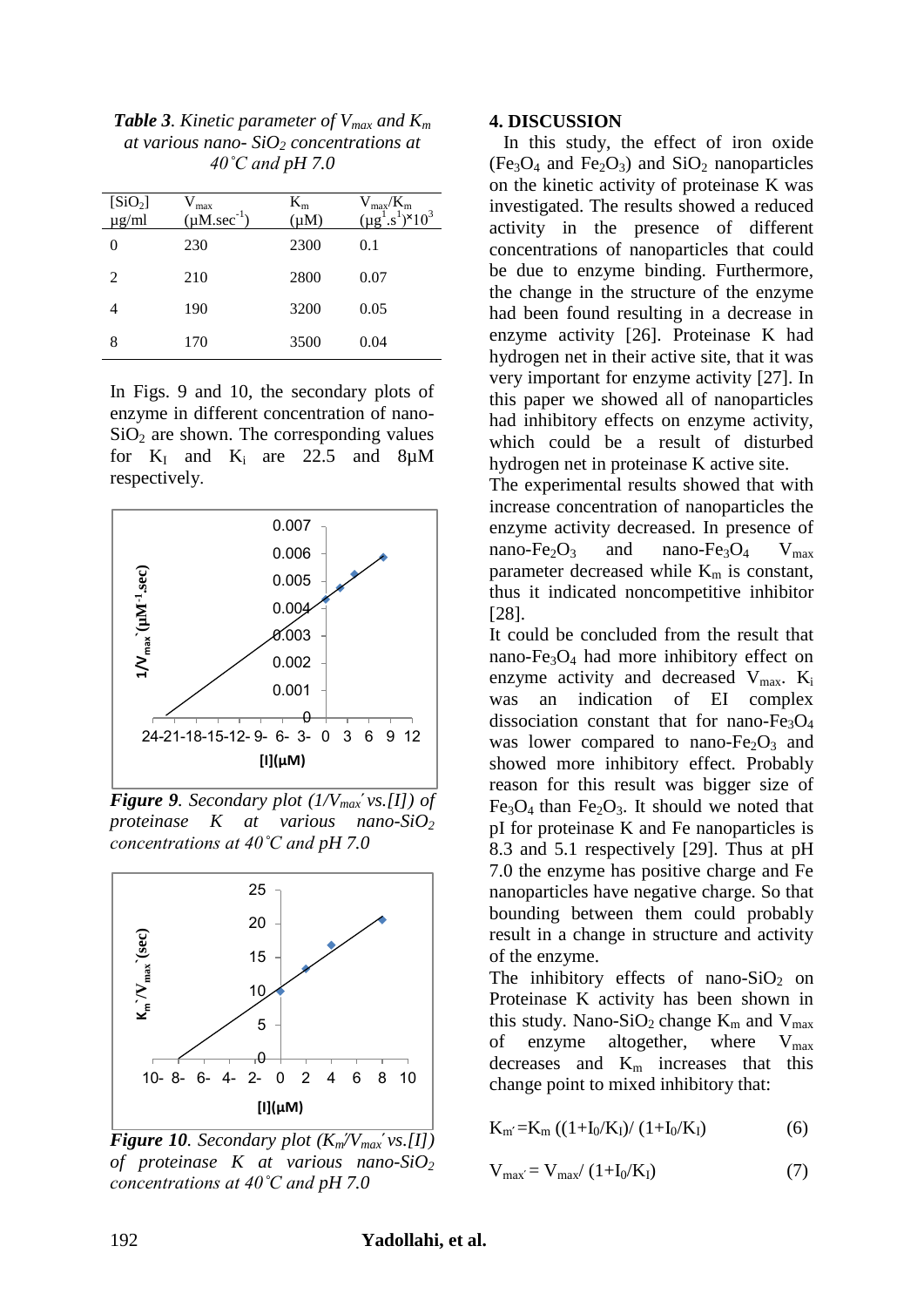***Table 3**. Kinetic parameter of $V_{max}$ and $K_m$ at various nano- $SiO_2$ concentrations at 40˚C and pH 7.0*

| $[SiO_2]$ µg/ml | $V_{max}$ (µM.sec$^{-1}$) | $K_m$ (µM) | $V_{max}/K_m$ (µg$^{1}$.s$^{1}$)×$10^3$ |
|---|---|---|---|
| 0 | 230 | 2300 | 0.1 |
| 2 | 210 | 2800 | 0.07 |
| 4 | 190 | 3200 | 0.05 |
| 8 | 170 | 3500 | 0.04 |

In Figs. 9 and 10, the secondary plots of enzyme in different concentration of nano-$SiO_2$ are shown. The corresponding values for $K_I$ and $K_i$ are 22.5 and 8µM respectively.

***Figure 9**. Secondary plot ($1/V_{max}'$ vs.[I]) of proteinase K at various nano-$SiO_2$ concentrations at 40˚C and pH 7.0*

***Figure 10**. Secondary plot ($K_m'/V_{max}'$ vs.[I]) of proteinase K at various nano-$SiO_2$ concentrations at 40˚C and pH 7.0*

## 4. DISCUSSION

In this study, the effect of iron oxide ($Fe_3O_4$ and $Fe_2O_3$) and $SiO_2$ nanoparticles on the kinetic activity of proteinase K was investigated. The results showed a reduced activity in the presence of different concentrations of nanoparticles that could be due to enzyme binding. Furthermore, the change in the structure of the enzyme had been found resulting in a decrease in enzyme activity [26]. Proteinase K had hydrogen net in their active site, that it was very important for enzyme activity [27]. In this paper we showed all of nanoparticles had inhibitory effects on enzyme activity, which could be a result of disturbed hydrogen net in proteinase K active site.

The experimental results showed that with increase concentration of nanoparticles the enzyme activity decreased. In presence of nano-$Fe_2O_3$ and nano-$Fe_3O_4$ $V_{max}$ parameter decreased while $K_m$ is constant, thus it indicated noncompetitive inhibitor [28].

It could be concluded from the result that nano-$Fe_3O_4$ had more inhibitory effect on enzyme activity and decreased $V_{max}$. $K_i$ was an indication of EI complex dissociation constant that for nano-$Fe_3O_4$ was lower compared to nano-$Fe_2O_3$ and showed more inhibitory effect. Probably reason for this result was bigger size of $Fe_3O_4$ than $Fe_2O_3$. It should we noted that pI for proteinase K and Fe nanoparticles is 8.3 and 5.1 respectively [29]. Thus at pH 7.0 the enzyme has positive charge and Fe nanoparticles have negative charge. So that bounding between them could probably result in a change in structure and activity of the enzyme.

The inhibitory effects of nano-$SiO_2$ on Proteinase K activity has been shown in this study. Nano-$SiO_2$ change $K_m$ and $V_{max}$ of enzyme altogether, where $V_{max}$ decreases and $K_m$ increases that this change point to mixed inhibitory that:

$$K_{m'} = K_m \left((1+I_0/K_i)/(1+I_0/K_I)\right) \quad (6)$$

$$V_{max'} = V_{max}/(1+I_0/K_I) \quad (7)$$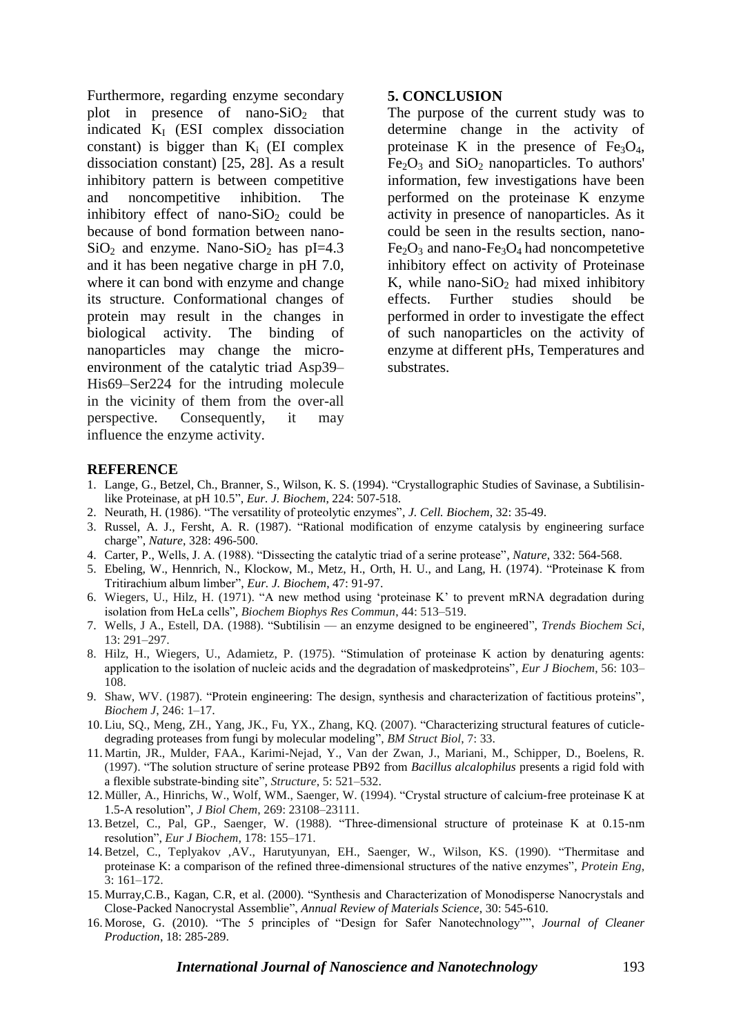Furthermore, regarding enzyme secondary plot in presence of nano-$SiO_2$ that indicated $K_I$ (ESI complex dissociation constant) is bigger than $K_i$ (EI complex dissociation constant) [25, 28]. As a result inhibitory pattern is between competitive and noncompetitive inhibition. The inhibitory effect of nano-$SiO_2$ could be because of bond formation between nano-$SiO_2$ and enzyme. Nano-$SiO_2$ has pI=4.3 and it has been negative charge in pH 7.0, where it can bond with enzyme and change its structure. Conformational changes of protein may result in the changes in biological activity. The binding of nanoparticles may change the micro-environment of the catalytic triad Asp39–His69–Ser224 for the intruding molecule in the vicinity of them from the over-all perspective. Consequently, it may influence the enzyme activity.

## 5. CONCLUSION

The purpose of the current study was to determine change in the activity of proteinase K in the presence of $Fe_3O_4$, $Fe_2O_3$ and $SiO_2$ nanoparticles. To authors' information, few investigations have been performed on the proteinase K enzyme activity in presence of nanoparticles. As it could be seen in the results section, nano-$Fe_2O_3$ and nano-$Fe_3O_4$ had noncompetetive inhibitory effect on activity of Proteinase K, while nano-$SiO_2$ had mixed inhibitory effects. Further studies should be performed in order to investigate the effect of such nanoparticles on the activity of enzyme at different pHs, Temperatures and substrates.

## REFERENCE

1. Lange, G., Betzel, Ch., Branner, S., Wilson, K. S. (1994). "Crystallographic Studies of Savinase, a Subtilisin-like Proteinase, at pH 10.5", *Eur. J. Biochem*, 224: 507-518.
2. Neurath, H. (1986). "The versatility of proteolytic enzymes", *J. Cell. Biochem*, 32: 35-49.
3. Russel, A. J., Fersht, A. R. (1987). "Rational modification of enzyme catalysis by engineering surface charge", *Nature*, 328: 496-500.
4. Carter, P., Wells, J. A. (1988). "Dissecting the catalytic triad of a serine protease", *Nature*, 332: 564-568.
5. Ebeling, W., Hennrich, N., Klockow, M., Metz, H., Orth, H. U., and Lang, H. (1974). "Proteinase K from Tritirachium album limber", *Eur. J. Biochem*, 47: 91-97.
6. Wiegers, U., Hilz, H. (1971). "A new method using 'proteinase K' to prevent mRNA degradation during isolation from HeLa cells", *Biochem Biophys Res Commun*, 44: 513–519.
7. Wells, J A., Estell, DA. (1988). "Subtilisin — an enzyme designed to be engineered", *Trends Biochem Sci*, 13: 291–297.
8. Hilz, H., Wiegers, U., Adamietz, P. (1975). "Stimulation of proteinase K action by denaturing agents: application to the isolation of nucleic acids and the degradation of maskedproteins", *Eur J Biochem*, 56: 103–108.
9. Shaw, WV. (1987). "Protein engineering: The design, synthesis and characterization of factitious proteins", *Biochem J*, 246: 1–17.
10. Liu, SQ., Meng, ZH., Yang, JK., Fu, YX., Zhang, KQ. (2007). "Characterizing structural features of cuticle-degrading proteases from fungi by molecular modeling", *BM Struct Biol*, 7: 33.
11. Martin, JR., Mulder, FAA., Karimi-Nejad, Y., Van der Zwan, J., Mariani, M., Schipper, D., Boelens, R. (1997). "The solution structure of serine protease PB92 from *Bacillus alcalophilus* presents a rigid fold with a flexible substrate-binding site", *Structure*, 5: 521–532.
12. Müller, A., Hinrichs, W., Wolf, WM., Saenger, W. (1994). "Crystal structure of calcium-free proteinase K at 1.5-A resolution", *J Biol Chem*, 269: 23108–23111.
13. Betzel, C., Pal, GP., Saenger, W. (1988). "Three-dimensional structure of proteinase K at 0.15-nm resolution", *Eur J Biochem*, 178: 155–171.
14. Betzel, C., Teplyakov ,AV., Harutyunyan, EH., Saenger, W., Wilson, KS. (1990). "Thermitase and proteinase K: a comparison of the refined three-dimensional structures of the native enzymes", *Protein Eng*, 3: 161–172.
15. Murray,C.B., Kagan, C.R, et al. (2000). "Synthesis and Characterization of Monodisperse Nanocrystals and Close-Packed Nanocrystal Assemblie", *Annual Review of Materials Science*, 30: 545-610.
16. Morose, G. (2010). "The 5 principles of "Design for Safer Nanotechnology"", *Journal of Cleaner Production*, 18: 285-289.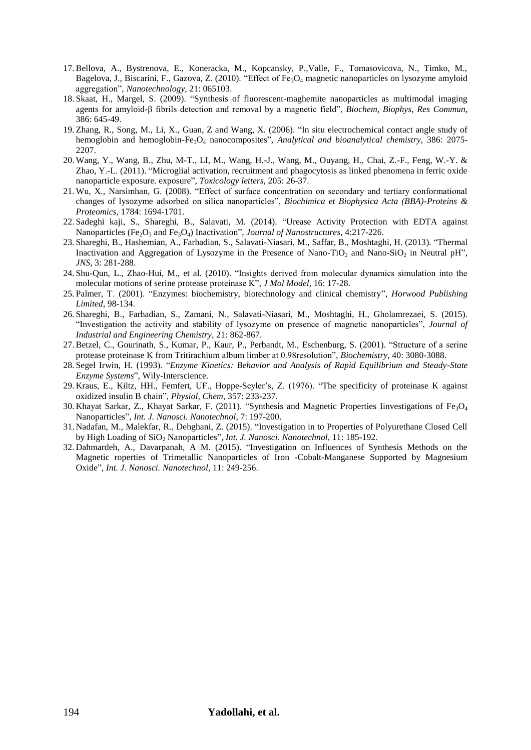17. Bellova, A., Bystrenova, E., Koneracka, M., Kopcansky, P.,Valle, F., Tomasovicova, N., Timko, M., Bagelova, J., Biscarini, F., Gazova, Z. (2010). "Effect of $Fe_3O_4$ magnetic nanoparticles on lysozyme amyloid aggregation", *Nanotechnology*, 21: 065103.
18. Skaat, H., Margel, S. (2009). "Synthesis of fluorescent-maghemite nanoparticles as multimodal imaging agents for amyloid-β fibrils detection and removal by a magnetic field", *Biochem, Biophys, Res Commun*, 386: 645-49.
19. Zhang, R., Song, M., Li, X., Guan, Z and Wang, X. (2006). "In situ electrochemical contact angle study of hemoglobin and hemoglobin-$Fe_3O_4$ nanocomposites", *Analytical and bioanalytical chemistry*, 386: 2075-2207.
20. Wang, Y., Wang, B., Zhu, M-T., LI, M., Wang, H.-J., Wang, M., Ouyang, H., Chai, Z.-F., Feng, W.-Y. & Zhao, Y.-L. (2011). "Microglial activation, recruitment and phagocytosis as linked phenomena in ferric oxide nanoparticle exposure. exposure", *Toxicology letters*, 205: 26-37.
21. Wu, X., Narsimhan, G. (2008). "Effect of surface concentration on secondary and tertiary conformational changes of lysozyme adsorbed on silica nanoparticles", *Biochimica et Biophysica Acta (BBA)-Proteins & Proteomics*, 1784: 1694-1701.
22. Sadeghi kaji, S., Shareghi, B., Salavati, M. (2014). "Urease Activity Protection with EDTA against Nanoparticles ($Fe_2O_3$ and $Fe_3O_4$) Inactivation", *Journal of Nanostructures*, 4:217-226.
23. Shareghi, B., Hashemian, A., Farhadian, S., Salavati-Niasari, M., Saffar, B., Moshtaghi, H. (2013). "Thermal Inactivation and Aggregation of Lysozyme in the Presence of Nano-$TiO_2$ and Nano-$SiO_2$ in Neutral pH", *JNS*, 3: 281-288.
24. Shu-Qun, L., Zhao-Hui, M., et al. (2010). "Insights derived from molecular dynamics simulation into the molecular motions of serine protease proteinase K", *J Mol Model*, 16: 17-28.
25. Palmer, T. (2001). "Enzymes: biochemistry, biotechnology and clinical chemistry", *Horwood Publishing Limited*, 98-134.
26. Shareghi, B., Farhadian, S., Zamani, N., Salavati-Niasari, M., Moshtaghi, H., Gholamrezaei, S. (2015). "Investigation the activity and stability of lysozyme on presence of magnetic nanoparticles", *Journal of Industrial and Engineering Chemistry*, 21: 862-867.
27. Betzel, C., Gourinath, S., Kumar, P., Kaur, P., Perbandt, M., Eschenburg, S. (2001). "Structure of a serine protease proteinase K from Tritirachium album limber at 0.98resolution", *Biochemistry*, 40: 3080-3088.
28. Segel Irwin, H. (1993). "*Enzyme Kinetics: Behavior and Analysis of Rapid Equilibrium and Steady-State Enzyme Systems*", Wily-Interscience.
29. Kraus, E., Kiltz, HH., Femfert, UF., Hoppe-Seyler's, Z. (1976). "The specificity of proteinase K against oxidized insulin B chain", *Physiol, Chem*, 357: 233-237.
30. Khayat Sarkar, Z., Khayat Sarkar, F. (2011). "Synthesis and Magnetic Properties Iinvestigations of $Fe_3O_4$ Nanoparticles", *Int. J. Nanosci. Nanotechnol*, 7: 197-200.
31. Nadafan, M., Malekfar, R., Dehghani, Z. (2015). "Investigation in to Properties of Polyurethane Closed Cell by High Loading of $SiO_2$ Nanoparticles", *Int. J. Nanosci. Nanotechnol*, 11: 185-192.
32. Dahmardeh, A., Davarpanah, A M. (2015). "Investigation on Influences of Synthesis Methods on the Magnetic roperties of Trimetallic Nanoparticles of Iron -Cobalt-Manganese Supported by Magnesium Oxide", *Int. J. Nanosci. Nanotechnol*, 11: 249-256.